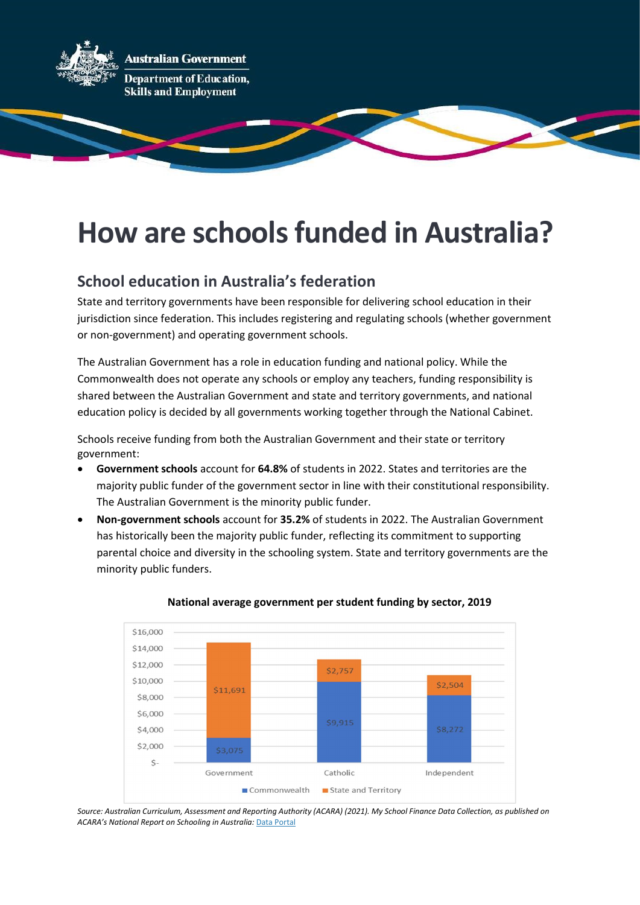Australian Government

Department of Education, Skills and Employment

# How are schools funded in Australia?

## School education in Australia's federation

State and territory governments have been responsible for delivering school education in their jurisdiction since federation. This includes registering and regulating schools (whether government or non-government) and operating government schools.

The Australian Government has a role in education funding and national policy. While the Commonwealth does not operate any schools or employ any teachers, funding responsibility is shared between the Australian Government and state and territory governments, and national education policy is decided by all governments working together through the National Cabinet.

Schools receive funding from both the Australian Government and their state or territory government:

- **Government schools** account for **64.8%** of students in 2022. States and territories are the majority public funder of the government sector in line with their constitutional responsibility. The Australian Government is the minority public funder.
- **Non-government schools** account for **35.2%** of students in 2022. The Australian Government has historically been the majority public funder, reflecting its commitment to supporting parental choice and diversity in the schooling system. State and territory governments are the minority public funders.

**National average government per student funding by sector, 2019**

| Sector | Commonwealth | State and Territory |
|---|---|---|
| Government | $3,075 | $11,691 |
| Catholic | $9,915 | $2,757 |
| Independent | $8,272 | $2,504 |

*Source: Australian Curriculum, Assessment and Reporting Authority (ACARA) (2021). My School Finance Data Collection, as published on ACARA's National Report on Schooling in Australia:* Data Portal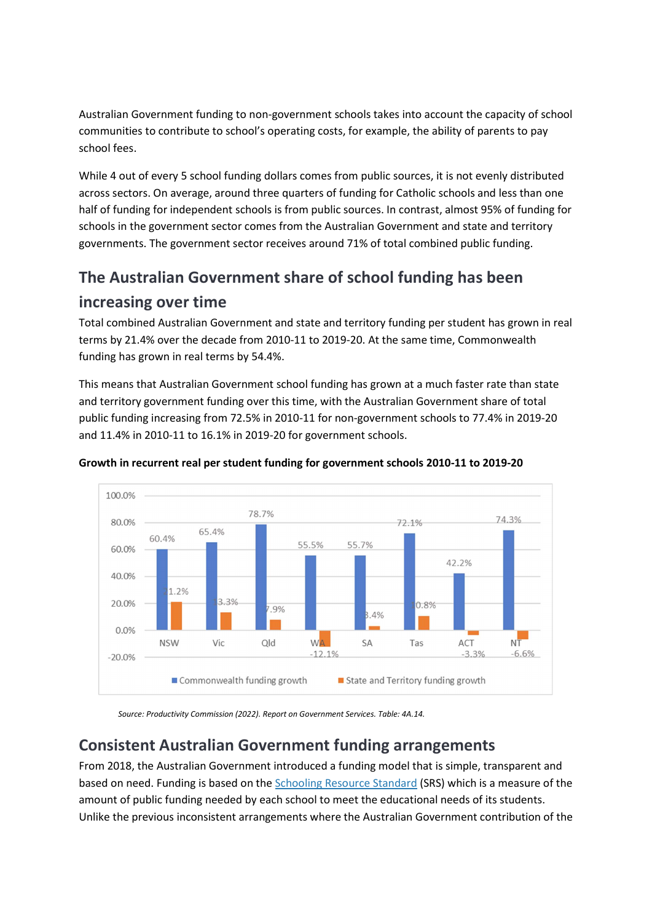Australian Government funding to non-government schools takes into account the capacity of school communities to contribute to school's operating costs, for example, the ability of parents to pay school fees.

While 4 out of every 5 school funding dollars comes from public sources, it is not evenly distributed across sectors. On average, around three quarters of funding for Catholic schools and less than one half of funding for independent schools is from public sources. In contrast, almost 95% of funding for schools in the government sector comes from the Australian Government and state and territory governments. The government sector receives around 71% of total combined public funding.

## The Australian Government share of school funding has been increasing over time

Total combined Australian Government and state and territory funding per student has grown in real terms by 21.4% over the decade from 2010-11 to 2019-20. At the same time, Commonwealth funding has grown in real terms by 54.4%.

This means that Australian Government school funding has grown at a much faster rate than state and territory government funding over this time, with the Australian Government share of total public funding increasing from 72.5% in 2010-11 for non-government schools to 77.4% in 2019-20 and 11.4% in 2010-11 to 16.1% in 2019-20 for government schools.

**Growth in recurrent real per student funding for government schools 2010-11 to 2019-20**

| | NSW | Vic | Qld | WA | SA | Tas | ACT | NT |
|---|---|---|---|---|---|---|---|---|
| Commonwealth funding growth | 60.4% | 65.4% | 78.7% | 55.5% | 55.7% | 72.1% | 42.2% | 74.3% |
| State and Territory funding growth | 21.2% | 13.3% | 7.9% | -12.1% | 3.4% | 10.8% | -3.3% | -6.6% |

*Source: Productivity Commission (2022). Report on Government Services. Table: 4A.14.*

## Consistent Australian Government funding arrangements

From 2018, the Australian Government introduced a funding model that is simple, transparent and based on need. Funding is based on the Schooling Resource Standard (SRS) which is a measure of the amount of public funding needed by each school to meet the educational needs of its students. Unlike the previous inconsistent arrangements where the Australian Government contribution of the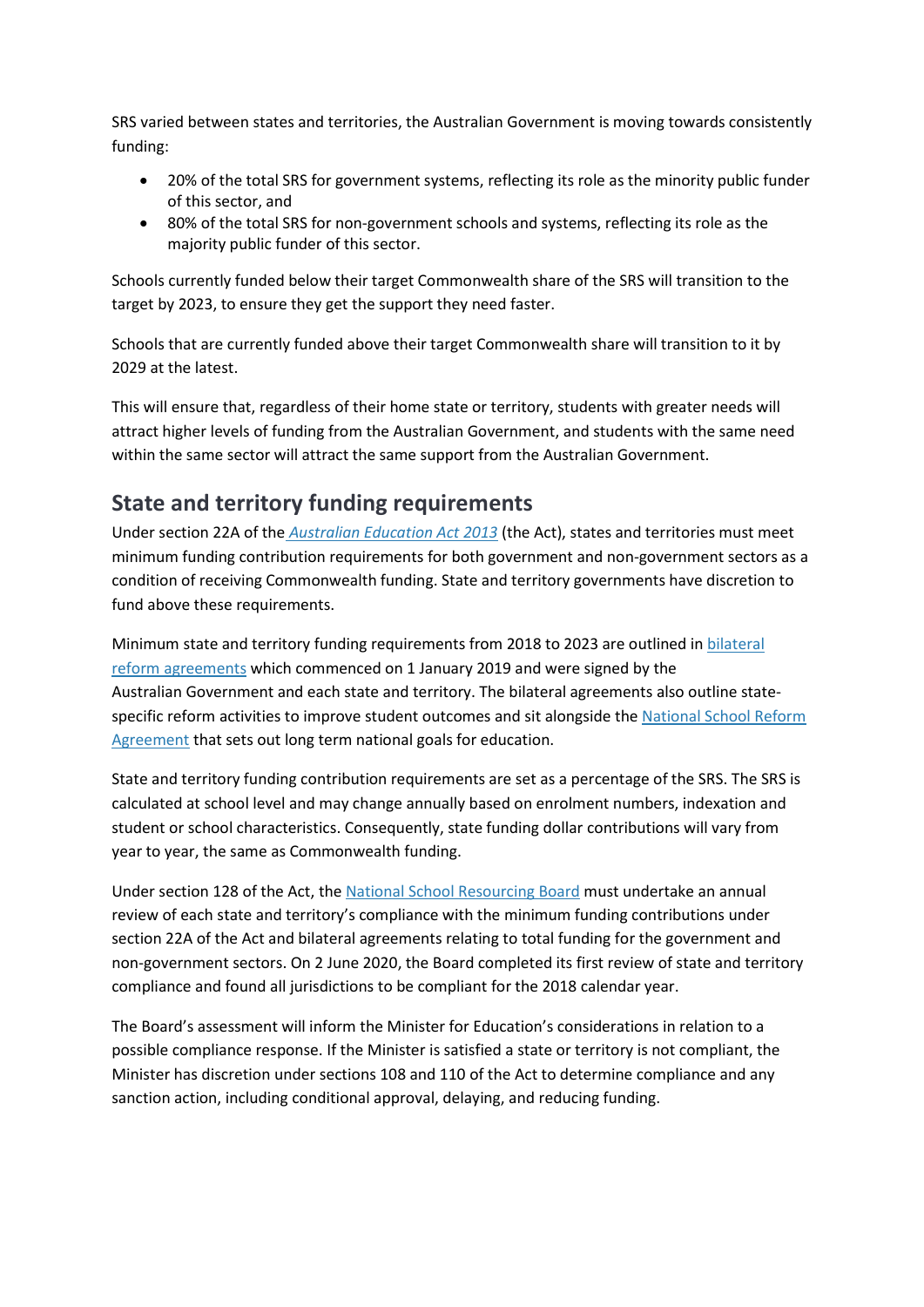SRS varied between states and territories, the Australian Government is moving towards consistently funding:

- 20% of the total SRS for government systems, reflecting its role as the minority public funder of this sector, and
- 80% of the total SRS for non-government schools and systems, reflecting its role as the majority public funder of this sector.

Schools currently funded below their target Commonwealth share of the SRS will transition to the target by 2023, to ensure they get the support they need faster.

Schools that are currently funded above their target Commonwealth share will transition to it by 2029 at the latest.

This will ensure that, regardless of their home state or territory, students with greater needs will attract higher levels of funding from the Australian Government, and students with the same need within the same sector will attract the same support from the Australian Government.

## State and territory funding requirements

Under section 22A of the *Australian Education Act 2013* (the Act), states and territories must meet minimum funding contribution requirements for both government and non-government sectors as a condition of receiving Commonwealth funding. State and territory governments have discretion to fund above these requirements.

Minimum state and territory funding requirements from 2018 to 2023 are outlined in bilateral reform agreements which commenced on 1 January 2019 and were signed by the Australian Government and each state and territory. The bilateral agreements also outline state-specific reform activities to improve student outcomes and sit alongside the National School Reform Agreement that sets out long term national goals for education.

State and territory funding contribution requirements are set as a percentage of the SRS. The SRS is calculated at school level and may change annually based on enrolment numbers, indexation and student or school characteristics. Consequently, state funding dollar contributions will vary from year to year, the same as Commonwealth funding.

Under section 128 of the Act, the National School Resourcing Board must undertake an annual review of each state and territory's compliance with the minimum funding contributions under section 22A of the Act and bilateral agreements relating to total funding for the government and non-government sectors. On 2 June 2020, the Board completed its first review of state and territory compliance and found all jurisdictions to be compliant for the 2018 calendar year.

The Board's assessment will inform the Minister for Education's considerations in relation to a possible compliance response. If the Minister is satisfied a state or territory is not compliant, the Minister has discretion under sections 108 and 110 of the Act to determine compliance and any sanction action, including conditional approval, delaying, and reducing funding.